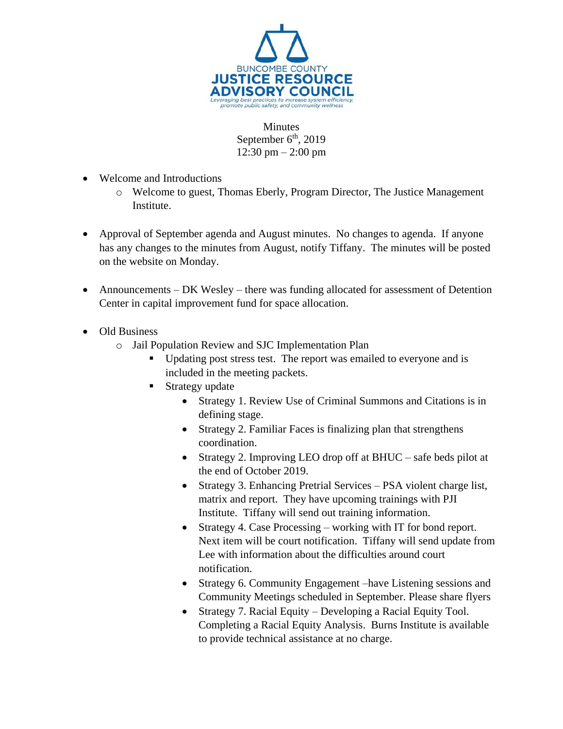BUNCOMBE COUNTY
**JUSTICE RESOURCE ADVISORY COUNCIL**
*Leveraging best practices to increase system efficiency, promote public safety, and community wellness*

Minutes
September 6th, 2019
12:30 pm – 2:00 pm

- Welcome and Introductions
  - Welcome to guest, Thomas Eberly, Program Director, The Justice Management Institute.
- Approval of September agenda and August minutes. No changes to agenda. If anyone has any changes to the minutes from August, notify Tiffany. The minutes will be posted on the website on Monday.
- Announcements – DK Wesley – there was funding allocated for assessment of Detention Center in capital improvement fund for space allocation.
- Old Business
  - Jail Population Review and SJC Implementation Plan
    - Updating post stress test. The report was emailed to everyone and is included in the meeting packets.
    - Strategy update
      - Strategy 1. Review Use of Criminal Summons and Citations is in defining stage.
      - Strategy 2. Familiar Faces is finalizing plan that strengthens coordination.
      - Strategy 2. Improving LEO drop off at BHUC – safe beds pilot at the end of October 2019.
      - Strategy 3. Enhancing Pretrial Services – PSA violent charge list, matrix and report. They have upcoming trainings with PJI Institute. Tiffany will send out training information.
      - Strategy 4. Case Processing – working with IT for bond report. Next item will be court notification. Tiffany will send update from Lee with information about the difficulties around court notification.
      - Strategy 6. Community Engagement –have Listening sessions and Community Meetings scheduled in September. Please share flyers
      - Strategy 7. Racial Equity – Developing a Racial Equity Tool. Completing a Racial Equity Analysis. Burns Institute is available to provide technical assistance at no charge.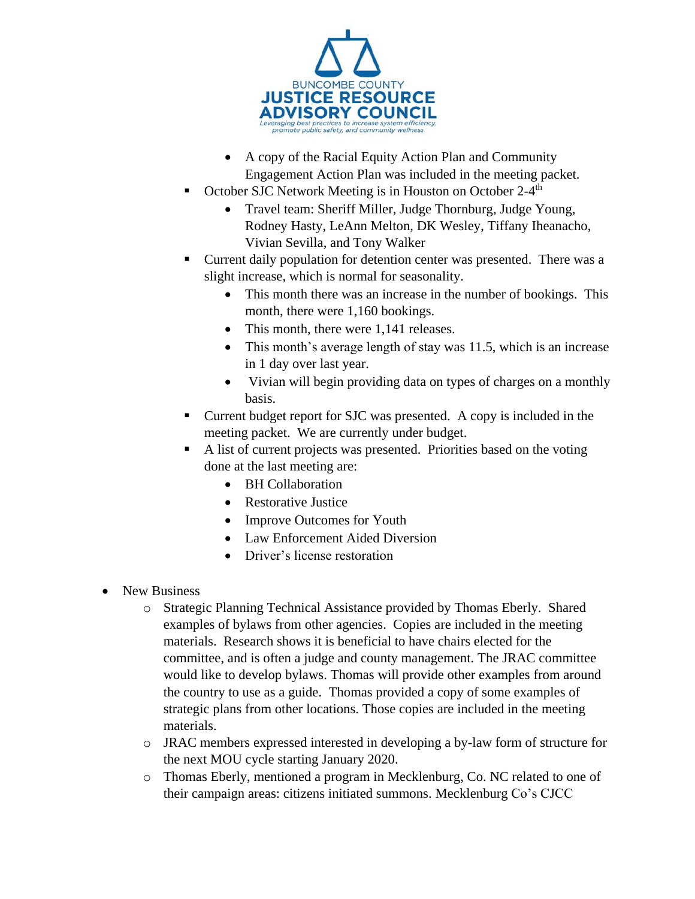- A copy of the Racial Equity Action Plan and Community Engagement Action Plan was included in the meeting packet.
    - October SJC Network Meeting is in Houston on October 2-4th
      - Travel team: Sheriff Miller, Judge Thornburg, Judge Young, Rodney Hasty, LeAnn Melton, DK Wesley, Tiffany Iheanacho, Vivian Sevilla, and Tony Walker
    - Current daily population for detention center was presented. There was a slight increase, which is normal for seasonality.
      - This month there was an increase in the number of bookings. This month, there were 1,160 bookings.
      - This month, there were 1,141 releases.
      - This month's average length of stay was 11.5, which is an increase in 1 day over last year.
      - Vivian will begin providing data on types of charges on a monthly basis.
    - Current budget report for SJC was presented. A copy is included in the meeting packet. We are currently under budget.
    - A list of current projects was presented. Priorities based on the voting done at the last meeting are:
      - BH Collaboration
      - Restorative Justice
      - Improve Outcomes for Youth
      - Law Enforcement Aided Diversion
      - Driver's license restoration

- New Business
  - Strategic Planning Technical Assistance provided by Thomas Eberly. Shared examples of bylaws from other agencies. Copies are included in the meeting materials. Research shows it is beneficial to have chairs elected for the committee, and is often a judge and county management. The JRAC committee would like to develop bylaws. Thomas will provide other examples from around the country to use as a guide. Thomas provided a copy of some examples of strategic plans from other locations. Those copies are included in the meeting materials.
  - JRAC members expressed interested in developing a by-law form of structure for the next MOU cycle starting January 2020.
  - Thomas Eberly, mentioned a program in Mecklenburg, Co. NC related to one of their campaign areas: citizens initiated summons. Mecklenburg Co's CJCC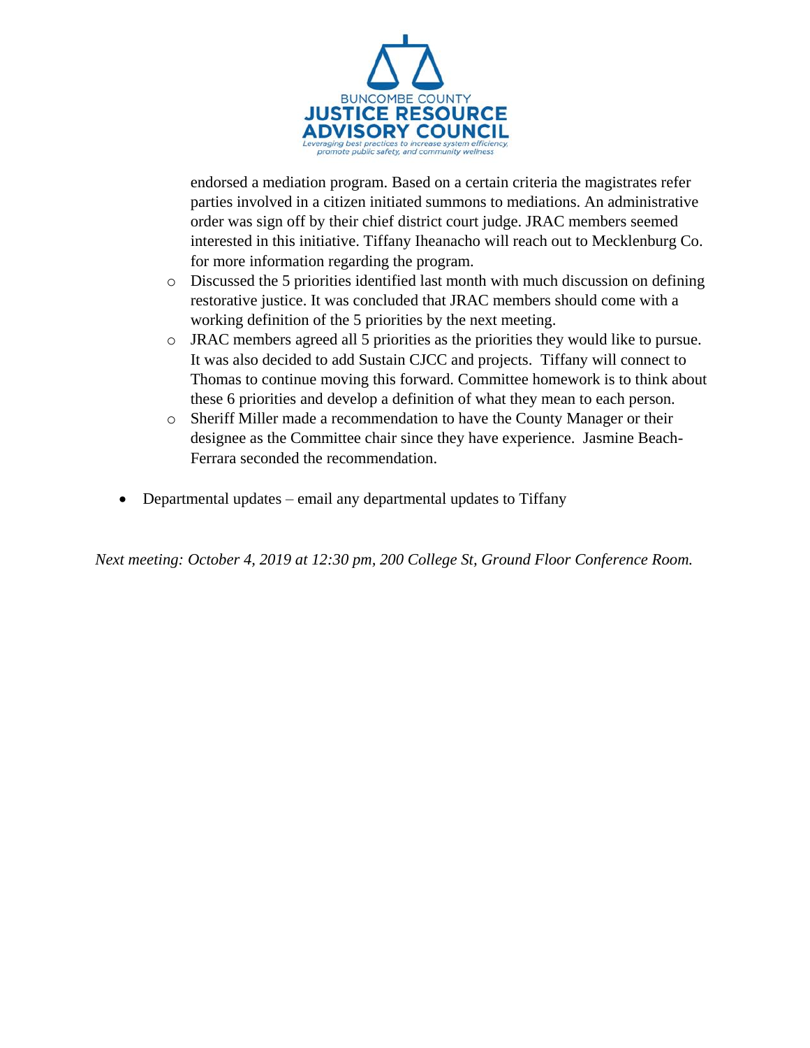endorsed a mediation program. Based on a certain criteria the magistrates refer parties involved in a citizen initiated summons to mediations. An administrative order was sign off by their chief district court judge. JRAC members seemed interested in this initiative. Tiffany Iheanacho will reach out to Mecklenburg Co. for more information regarding the program.

  - Discussed the 5 priorities identified last month with much discussion on defining restorative justice. It was concluded that JRAC members should come with a working definition of the 5 priorities by the next meeting.
  - JRAC members agreed all 5 priorities as the priorities they would like to pursue. It was also decided to add Sustain CJCC and projects. Tiffany will connect to Thomas to continue moving this forward. Committee homework is to think about these 6 priorities and develop a definition of what they mean to each person.
  - Sheriff Miller made a recommendation to have the County Manager or their designee as the Committee chair since they have experience. Jasmine Beach-Ferrara seconded the recommendation.

- Departmental updates – email any departmental updates to Tiffany

*Next meeting: October 4, 2019 at 12:30 pm, 200 College St, Ground Floor Conference Room.*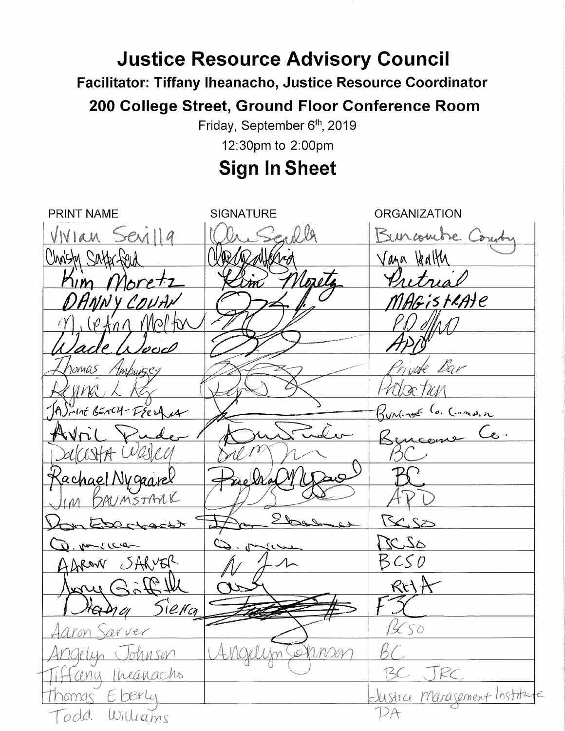# Justice Resource Advisory Council

### Facilitator: Tiffany Iheanacho, Justice Resource Coordinator

### 200 College Street, Ground Floor Conference Room

Friday, September 6th, 2019

12:30pm to 2:00pm

## Sign In Sheet

| PRINT NAME | SIGNATURE | ORGANIZATION |
| --- | --- | --- |
| Vivian Sevilla | [signature] | Buncombe County |
| Christy Satterfield | [signature] | Vaya Health |
| Kim Moretz | [signature] | Pretrial |
| DANNY COWAN | [signature] | MAGISTRATE |
| M. LeAnn Melton | [signature] | PD |
| Wade Wood | [signature] | APD |
| Thomas Amburgey | [signature] | Private Bar |
| Regina L Kay | [signature] | Probation |
| JASMINE BEACH-FERRARA | [signature] | Buncombe Co. Commission |
| Avril Pinder | [signature] | Buncombe Co. |
| DaCosta Wesley | [signature] | BC |
| Rachael Nygaard | [signature] | BC |
| JIM BAUMSTARK | [signature] | APD |
| Don Eberhardt | [signature] | BCSO |
| Q. Miller | [signature] | BCSO |
| AARON SARVER | [signature] | BCSO |
| Amy Griffith | [signature] | RHA |
| Diana Sierra | [signature] | F3C |
| Aaron Sarver | | BCSO |
| Angelyn Johnson | [signature] | BC |
| Tiffany Iheanacho | | BC JRC |
| Thomas Eberly | | Justice Management Institute |
| Todd Williams | | DA |